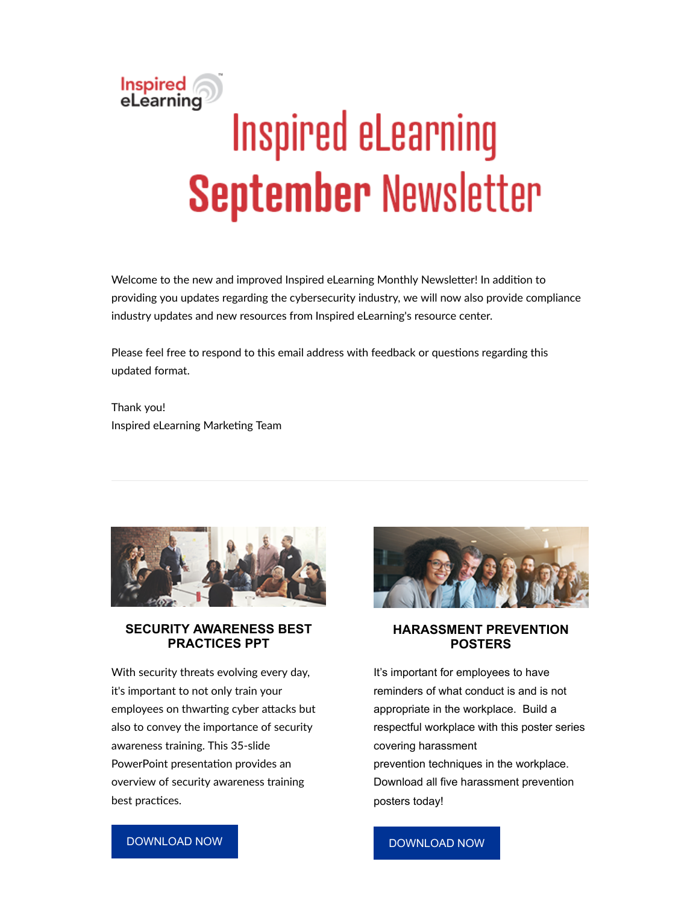# Inspired eLearning September Newsletter

Welcome to the new and improved Inspired eLearning Monthly Newsletter! In addition to providing you updates regarding the cybersecurity industry, we will now also provide compliance industry updates and new resources from Inspired eLearning's resource center.

Please feel free to respond to this email address with feedback or questions regarding this updated format.

Thank you!
Inspired eLearning Marketing Team

---

## SECURITY AWARENESS BEST PRACTICES PPT

With security threats evolving every day, it's important to not only train your employees on thwarting cyber attacks but also to convey the importance of security awareness training. This 35-slide PowerPoint presentation provides an overview of security awareness training best practices.

DOWNLOAD NOW

## HARASSMENT PREVENTION POSTERS

It's important for employees to have reminders of what conduct is and is not appropriate in the workplace. Build a respectful workplace with this poster series covering harassment prevention techniques in the workplace. Download all five harassment prevention posters today!

DOWNLOAD NOW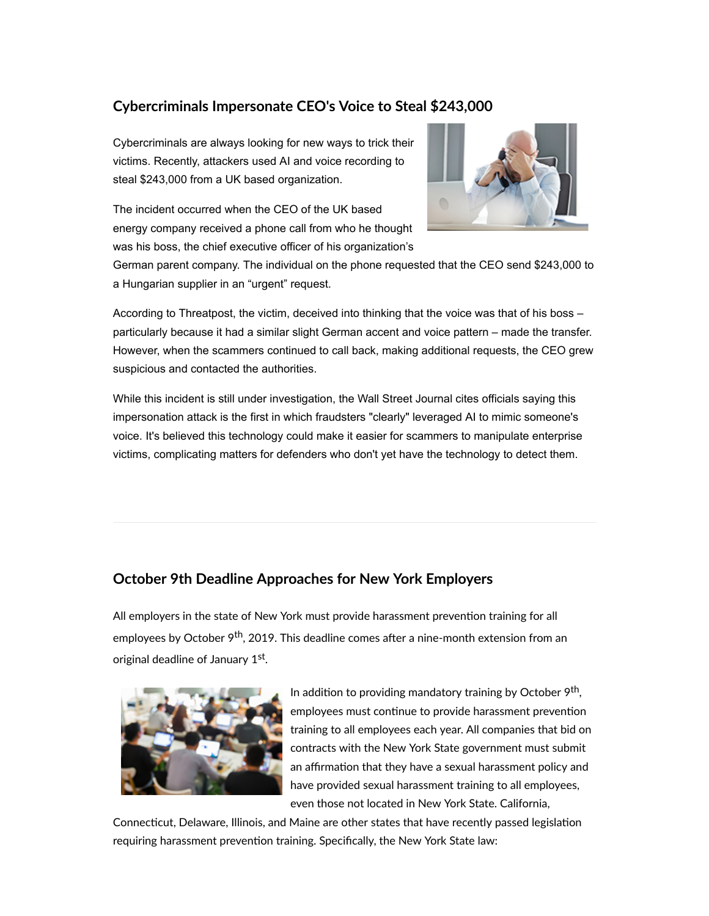## Cybercriminals Impersonate CEO's Voice to Steal $243,000

Cybercriminals are always looking for new ways to trick their victims. Recently, attackers used AI and voice recording to steal $243,000 from a UK based organization.

The incident occurred when the CEO of the UK based energy company received a phone call from who he thought was his boss, the chief executive officer of his organization's German parent company. The individual on the phone requested that the CEO send $243,000 to a Hungarian supplier in an "urgent" request.

According to Threatpost, the victim, deceived into thinking that the voice was that of his boss – particularly because it had a similar slight German accent and voice pattern – made the transfer. However, when the scammers continued to call back, making additional requests, the CEO grew suspicious and contacted the authorities.

While this incident is still under investigation, the Wall Street Journal cites officials saying this impersonation attack is the first in which fraudsters "clearly" leveraged AI to mimic someone's voice. It's believed this technology could make it easier for scammers to manipulate enterprise victims, complicating matters for defenders who don't yet have the technology to detect them.

---

## October 9th Deadline Approaches for New York Employers

All employers in the state of New York must provide harassment prevention training for all employees by October 9th, 2019. This deadline comes after a nine-month extension from an original deadline of January 1st.

In addition to providing mandatory training by October 9th, employees must continue to provide harassment prevention training to all employees each year. All companies that bid on contracts with the New York State government must submit an affirmation that they have a sexual harassment policy and have provided sexual harassment training to all employees, even those not located in New York State. California, Connecticut, Delaware, Illinois, and Maine are other states that have recently passed legislation requiring harassment prevention training. Specifically, the New York State law: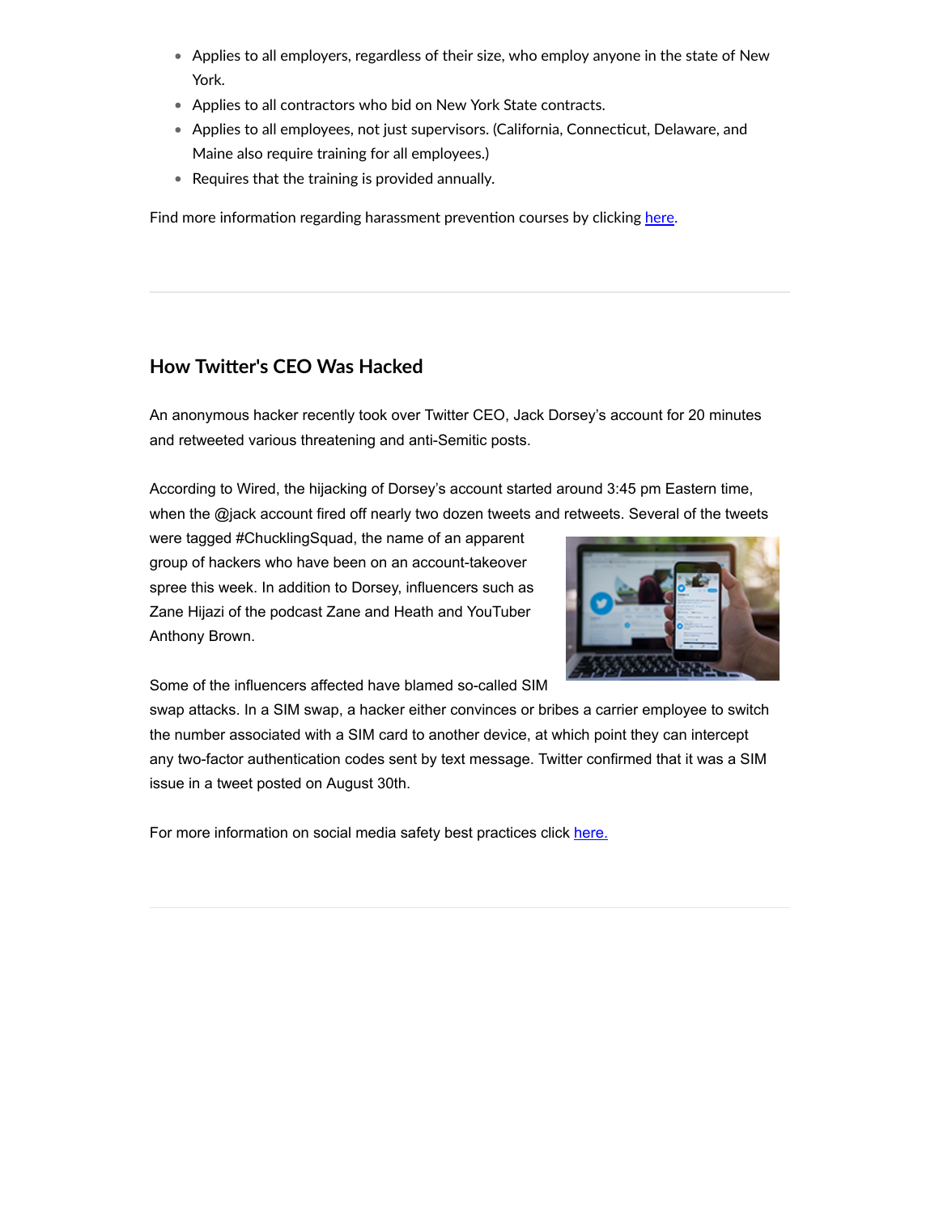- Applies to all employers, regardless of their size, who employ anyone in the state of New York.
- Applies to all contractors who bid on New York State contracts.
- Applies to all employees, not just supervisors. (California, Connecticut, Delaware, and Maine also require training for all employees.)
- Requires that the training is provided annually.

Find more information regarding harassment prevention courses by clicking here.

---

## How Twitter's CEO Was Hacked

An anonymous hacker recently took over Twitter CEO, Jack Dorsey's account for 20 minutes and retweeted various threatening and anti-Semitic posts.

According to Wired, the hijacking of Dorsey's account started around 3:45 pm Eastern time, when the @jack account fired off nearly two dozen tweets and retweets. Several of the tweets were tagged #ChucklingSquad, the name of an apparent group of hackers who have been on an account-takeover spree this week. In addition to Dorsey, influencers such as Zane Hijazi of the podcast Zane and Heath and YouTuber Anthony Brown.

Some of the influencers affected have blamed so-called SIM swap attacks. In a SIM swap, a hacker either convinces or bribes a carrier employee to switch the number associated with a SIM card to another device, at which point they can intercept any two-factor authentication codes sent by text message. Twitter confirmed that it was a SIM issue in a tweet posted on August 30th.

For more information on social media safety best practices click here.

---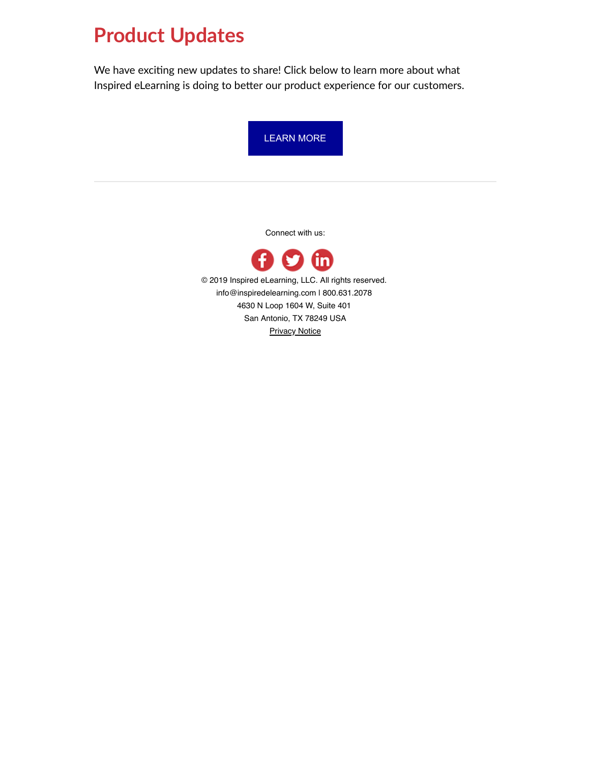# Product Updates

We have exciting new updates to share! Click below to learn more about what Inspired eLearning is doing to better our product experience for our customers.

LEARN MORE

---

Connect with us:

© 2019 Inspired eLearning, LLC. All rights reserved.
info@inspiredelearning.com | 800.631.2078
4630 N Loop 1604 W, Suite 401
San Antonio, TX 78249 USA
Privacy Notice